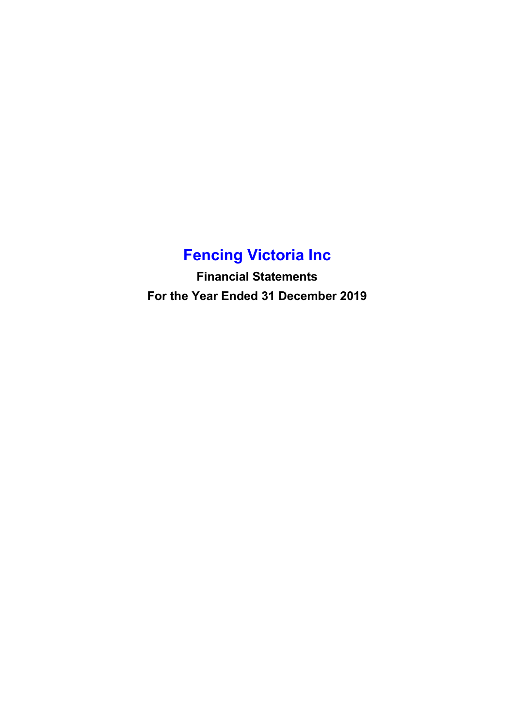# Fencing Victoria Inc

**Financial Statements**

**For the Year Ended 31 December 2019**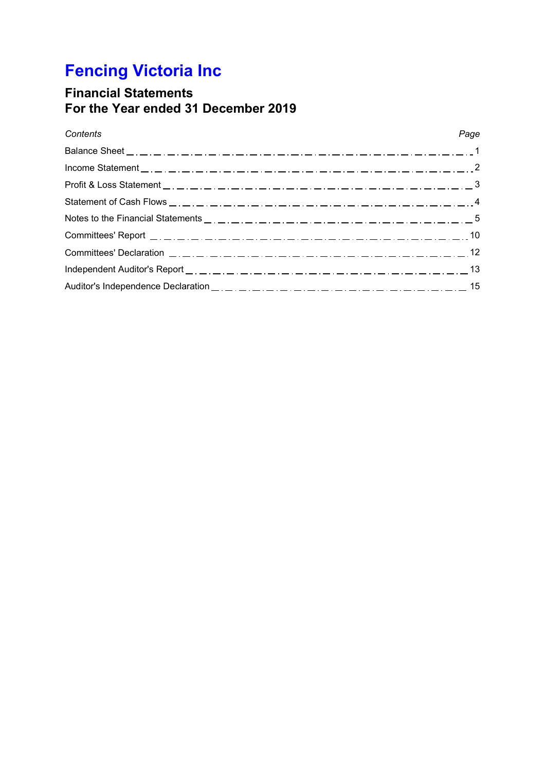# Fencing Victoria Inc

## Financial Statements
## For the Year ended 31 December 2019

| *Contents* | *Page* |
|---|---|
| Balance Sheet | 1 |
| Income Statement | 2 |
| Profit & Loss Statement | 3 |
| Statement of Cash Flows | 4 |
| Notes to the Financial Statements | 5 |
| Committees' Report | 10 |
| Committees' Declaration | 12 |
| Independent Auditor's Report | 13 |
| Auditor's Independence Declaration | 15 |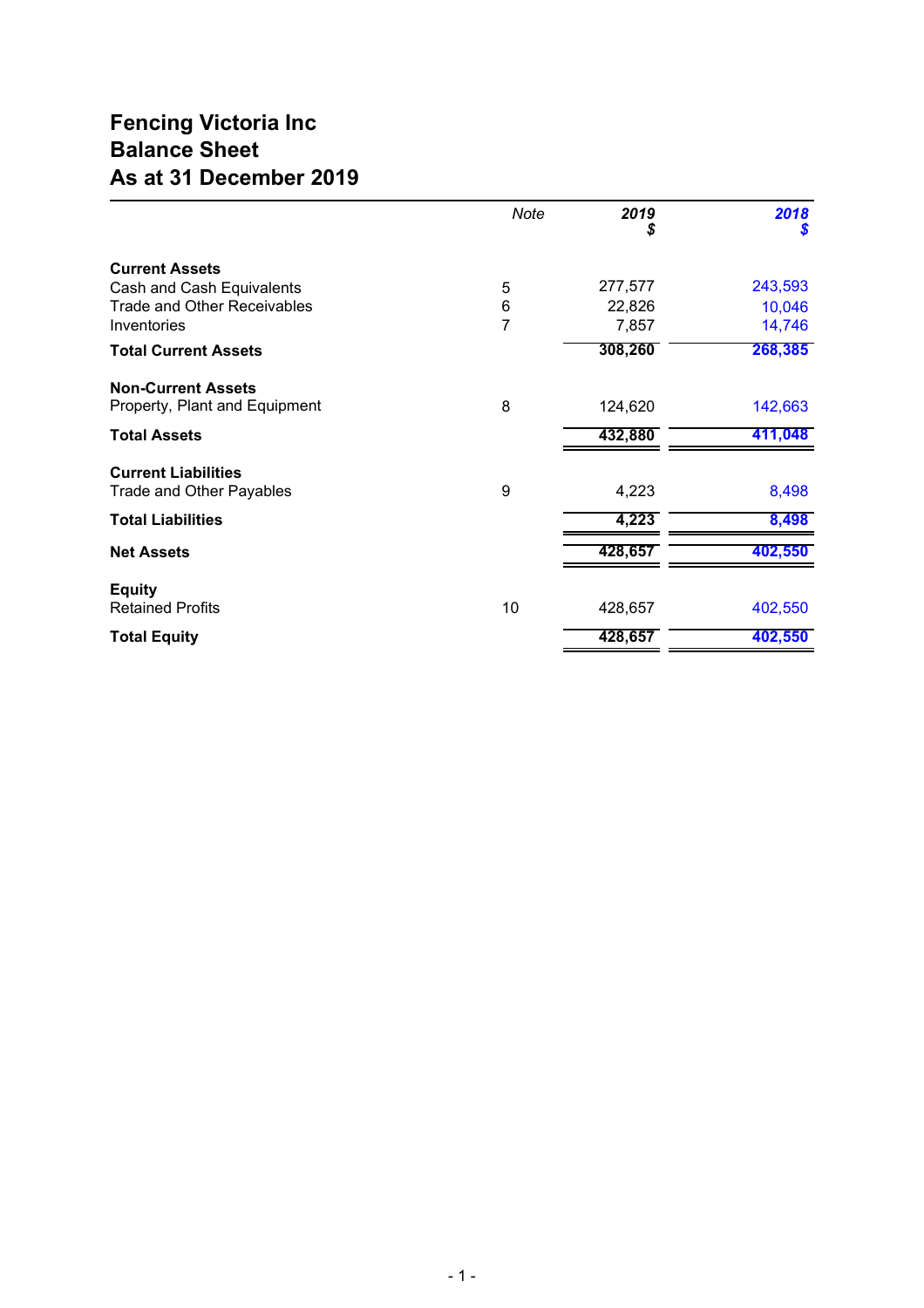# Fencing Victoria Inc
# Balance Sheet
# As at 31 December 2019

| | *Note* | ***2019*** ***$*** | ***2018*** ***$*** |
|---|---|---|---|
| **Current Assets** | | | |
| Cash and Cash Equivalents | 5 | 277,577 | 243,593 |
| Trade and Other Receivables | 6 | 22,826 | 10,046 |
| Inventories | 7 | 7,857 | 14,746 |
| **Total Current Assets** | | **308,260** | **268,385** |
| **Non-Current Assets** | | | |
| Property, Plant and Equipment | 8 | 124,620 | 142,663 |
| **Total Assets** | | **432,880** | **411,048** |
| **Current Liabilities** | | | |
| Trade and Other Payables | 9 | 4,223 | 8,498 |
| **Total Liabilities** | | **4,223** | **8,498** |
| **Net Assets** | | **428,657** | **402,550** |
| **Equity** | | | |
| Retained Profits | 10 | 428,657 | 402,550 |
| **Total Equity** | | **428,657** | **402,550** |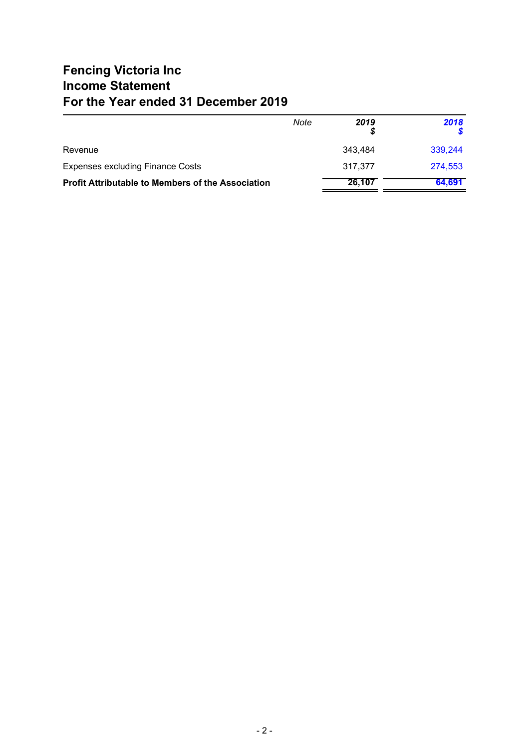# Fencing Victoria Inc
# Income Statement
# For the Year ended 31 December 2019

| | *Note* | ***2019*** ***$*** | ***2018*** ***$*** |
|---|---|---|---|
| Revenue | | 343,484 | 339,244 |
| Expenses excluding Finance Costs | | 317,377 | 274,553 |
| **Profit Attributable to Members of the Association** | | **26,107** | **64,691** |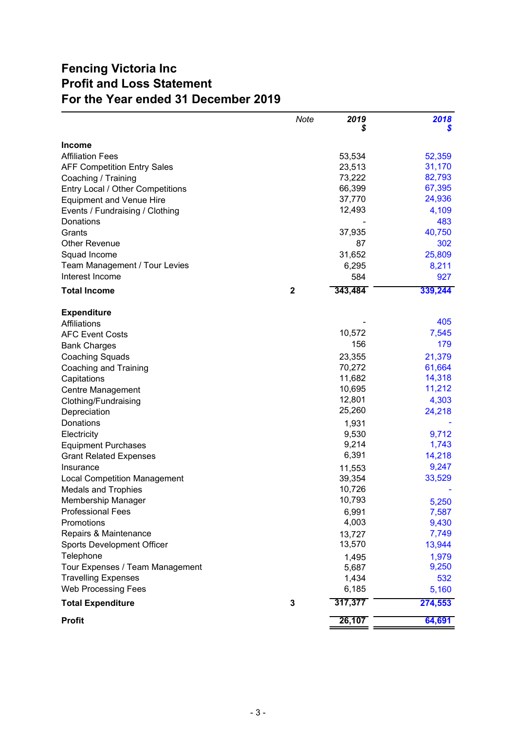# Fencing Victoria Inc
# Profit and Loss Statement
# For the Year ended 31 December 2019

| | Note | 2019 $ | 2018 $ |
|---|---|---|---|
| **Income** | | | |
| Affiliation Fees | | 53,534 | 52,359 |
| AFF Competition Entry Sales | | 23,513 | 31,170 |
| Coaching / Training | | 73,222 | 82,793 |
| Entry Local / Other Competitions | | 66,399 | 67,395 |
| Equipment and Venue Hire | | 37,770 | 24,936 |
| Events / Fundraising / Clothing | | 12,493 | 4,109 |
| Donations | | - | 483 |
| Grants | | 37,935 | 40,750 |
| Other Revenue | | 87 | 302 |
| Squad Income | | 31,652 | 25,809 |
| Team Management / Tour Levies | | 6,295 | 8,211 |
| Interest Income | | 584 | 927 |
| **Total Income** | **2** | **343,484** | **339,244** |
| **Expenditure** | | | |
| Affiliations | | - | 405 |
| AFC Event Costs | | 10,572 | 7,545 |
| Bank Charges | | 156 | 179 |
| Coaching Squads | | 23,355 | 21,379 |
| Coaching and Training | | 70,272 | 61,664 |
| Capitations | | 11,682 | 14,318 |
| Centre Management | | 10,695 | 11,212 |
| Clothing/Fundraising | | 12,801 | 4,303 |
| Depreciation | | 25,260 | 24,218 |
| Donations | | 1,931 | - |
| Electricity | | 9,530 | 9,712 |
| Equipment Purchases | | 9,214 | 1,743 |
| Grant Related Expenses | | 6,391 | 14,218 |
| Insurance | | 11,553 | 9,247 |
| Local Competition Management | | 39,354 | 33,529 |
| Medals and Trophies | | 10,726 | - |
| Membership Manager | | 10,793 | 5,250 |
| Professional Fees | | 6,991 | 7,587 |
| Promotions | | 4,003 | 9,430 |
| Repairs & Maintenance | | 13,727 | 7,749 |
| Sports Development Officer | | 13,570 | 13,944 |
| Telephone | | 1,495 | 1,979 |
| Tour Expenses / Team Management | | 5,687 | 9,250 |
| Travelling Expenses | | 1,434 | 532 |
| Web Processing Fees | | 6,185 | 5,160 |
| **Total Expenditure** | **3** | **317,377** | **274,553** |
| **Profit** | | **26,107** | **64,691** |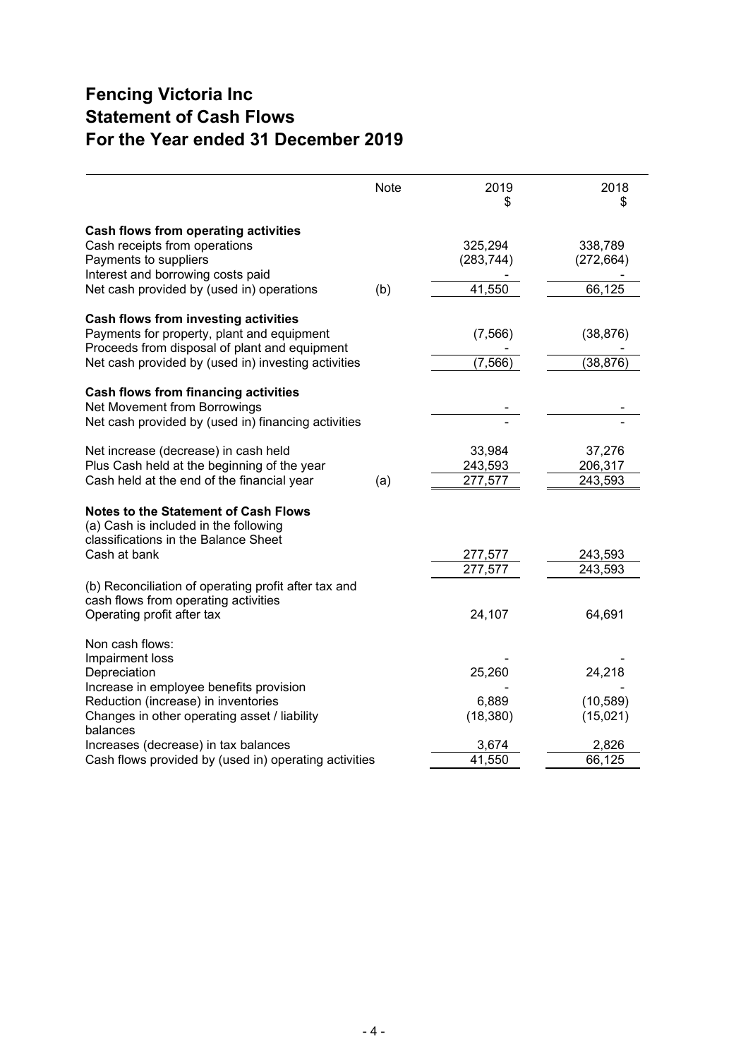# Fencing Victoria Inc
# Statement of Cash Flows
# For the Year ended 31 December 2019

| | Note | 2019 $ | 2018 $ |
|---|---|---|---|
| **Cash flows from operating activities** | | | |
| Cash receipts from operations | | 325,294 | 338,789 |
| Payments to suppliers | | (283,744) | (272,664) |
| Interest and borrowing costs paid | | - | - |
| Net cash provided by (used in) operations | (b) | 41,550 | 66,125 |
| **Cash flows from investing activities** | | | |
| Payments for property, plant and equipment | | (7,566) | (38,876) |
| Proceeds from disposal of plant and equipment | | - | - |
| Net cash provided by (used in) investing activities | | (7,566) | (38,876) |
| **Cash flows from financing activities** | | | |
| Net Movement from Borrowings | | - | - |
| Net cash provided by (used in) financing activities | | - | - |
| Net increase (decrease) in cash held | | 33,984 | 37,276 |
| Plus Cash held at the beginning of the year | | 243,593 | 206,317 |
| Cash held at the end of the financial year | (a) | 277,577 | 243,593 |
| **Notes to the Statement of Cash Flows** | | | |
| (a) Cash is included in the following classifications in the Balance Sheet | | | |
| Cash at bank | | 277,577 | 243,593 |
| | | 277,577 | 243,593 |
| (b) Reconciliation of operating profit after tax and cash flows from operating activities | | | |
| Operating profit after tax | | 24,107 | 64,691 |
| Non cash flows: | | | |
| Impairment loss | | - | - |
| Depreciation | | 25,260 | 24,218 |
| Increase in employee benefits provision | | - | - |
| Reduction (increase) in inventories | | 6,889 | (10,589) |
| Changes in other operating asset / liability balances | | (18,380) | (15,021) |
| Increases (decrease) in tax balances | | 3,674 | 2,826 |
| Cash flows provided by (used in) operating activities | | 41,550 | 66,125 |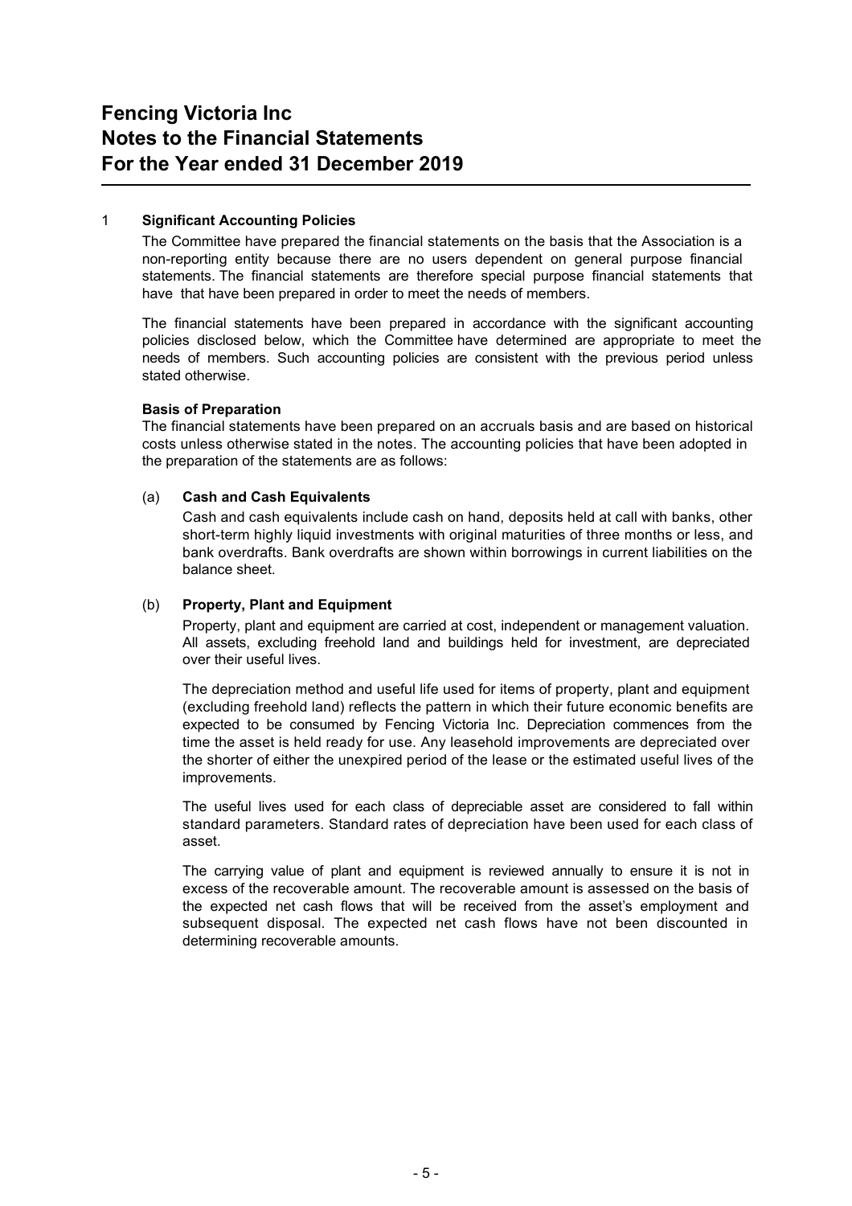# Fencing Victoria Inc
# Notes to the Financial Statements
# For the Year ended 31 December 2019

## 1 Significant Accounting Policies

The Committee have prepared the financial statements on the basis that the Association is a non-reporting entity because there are no users dependent on general purpose financial statements. The financial statements are therefore special purpose financial statements that have that have been prepared in order to meet the needs of members.

The financial statements have been prepared in accordance with the significant accounting policies disclosed below, which the Committee have determined are appropriate to meet the needs of members. Such accounting policies are consistent with the previous period unless stated otherwise.

**Basis of Preparation**

The financial statements have been prepared on an accruals basis and are based on historical costs unless otherwise stated in the notes. The accounting policies that have been adopted in the preparation of the statements are as follows:

### (a) Cash and Cash Equivalents

Cash and cash equivalents include cash on hand, deposits held at call with banks, other short-term highly liquid investments with original maturities of three months or less, and bank overdrafts. Bank overdrafts are shown within borrowings in current liabilities on the balance sheet.

### (b) Property, Plant and Equipment

Property, plant and equipment are carried at cost, independent or management valuation. All assets, excluding freehold land and buildings held for investment, are depreciated over their useful lives.

The depreciation method and useful life used for items of property, plant and equipment (excluding freehold land) reflects the pattern in which their future economic benefits are expected to be consumed by Fencing Victoria Inc. Depreciation commences from the time the asset is held ready for use. Any leasehold improvements are depreciated over the shorter of either the unexpired period of the lease or the estimated useful lives of the improvements.

The useful lives used for each class of depreciable asset are considered to fall within standard parameters. Standard rates of depreciation have been used for each class of asset.

The carrying value of plant and equipment is reviewed annually to ensure it is not in excess of the recoverable amount. The recoverable amount is assessed on the basis of the expected net cash flows that will be received from the asset's employment and subsequent disposal. The expected net cash flows have not been discounted in determining recoverable amounts.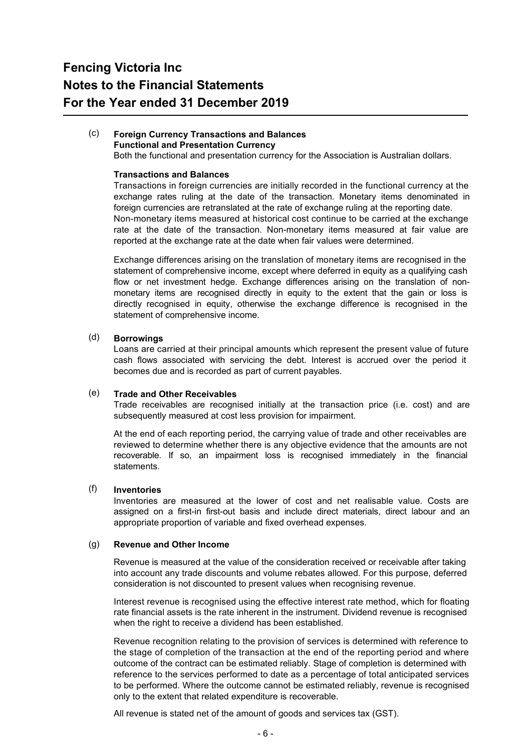# Fencing Victoria Inc
# Notes to the Financial Statements
# For the Year ended 31 December 2019

**(c) Foreign Currency Transactions and Balances**

**Functional and Presentation Currency**

Both the functional and presentation currency for the Association is Australian dollars.

**Transactions and Balances**

Transactions in foreign currencies are initially recorded in the functional currency at the exchange rates ruling at the date of the transaction. Monetary items denominated in foreign currencies are retranslated at the rate of exchange ruling at the reporting date. Non-monetary items measured at historical cost continue to be carried at the exchange rate at the date of the transaction. Non-monetary items measured at fair value are reported at the exchange rate at the date when fair values were determined.

Exchange differences arising on the translation of monetary items are recognised in the statement of comprehensive income, except where deferred in equity as a qualifying cash flow or net investment hedge. Exchange differences arising on the translation of non-monetary items are recognised directly in equity to the extent that the gain or loss is directly recognised in equity, otherwise the exchange difference is recognised in the statement of comprehensive income.

**(d) Borrowings**

Loans are carried at their principal amounts which represent the present value of future cash flows associated with servicing the debt. Interest is accrued over the period it becomes due and is recorded as part of current payables.

**(e) Trade and Other Receivables**

Trade receivables are recognised initially at the transaction price (i.e. cost) and are subsequently measured at cost less provision for impairment.

At the end of each reporting period, the carrying value of trade and other receivables are reviewed to determine whether there is any objective evidence that the amounts are not recoverable. If so, an impairment loss is recognised immediately in the financial statements.

**(f) Inventories**

Inventories are measured at the lower of cost and net realisable value. Costs are assigned on a first-in first-out basis and include direct materials, direct labour and an appropriate proportion of variable and fixed overhead expenses.

**(g) Revenue and Other Income**

Revenue is measured at the value of the consideration received or receivable after taking into account any trade discounts and volume rebates allowed. For this purpose, deferred consideration is not discounted to present values when recognising revenue.

Interest revenue is recognised using the effective interest rate method, which for floating rate financial assets is the rate inherent in the instrument. Dividend revenue is recognised when the right to receive a dividend has been established.

Revenue recognition relating to the provision of services is determined with reference to the stage of completion of the transaction at the end of the reporting period and where outcome of the contract can be estimated reliably. Stage of completion is determined with reference to the services performed to date as a percentage of total anticipated services to be performed. Where the outcome cannot be estimated reliably, revenue is recognised only to the extent that related expenditure is recoverable.

All revenue is stated net of the amount of goods and services tax (GST).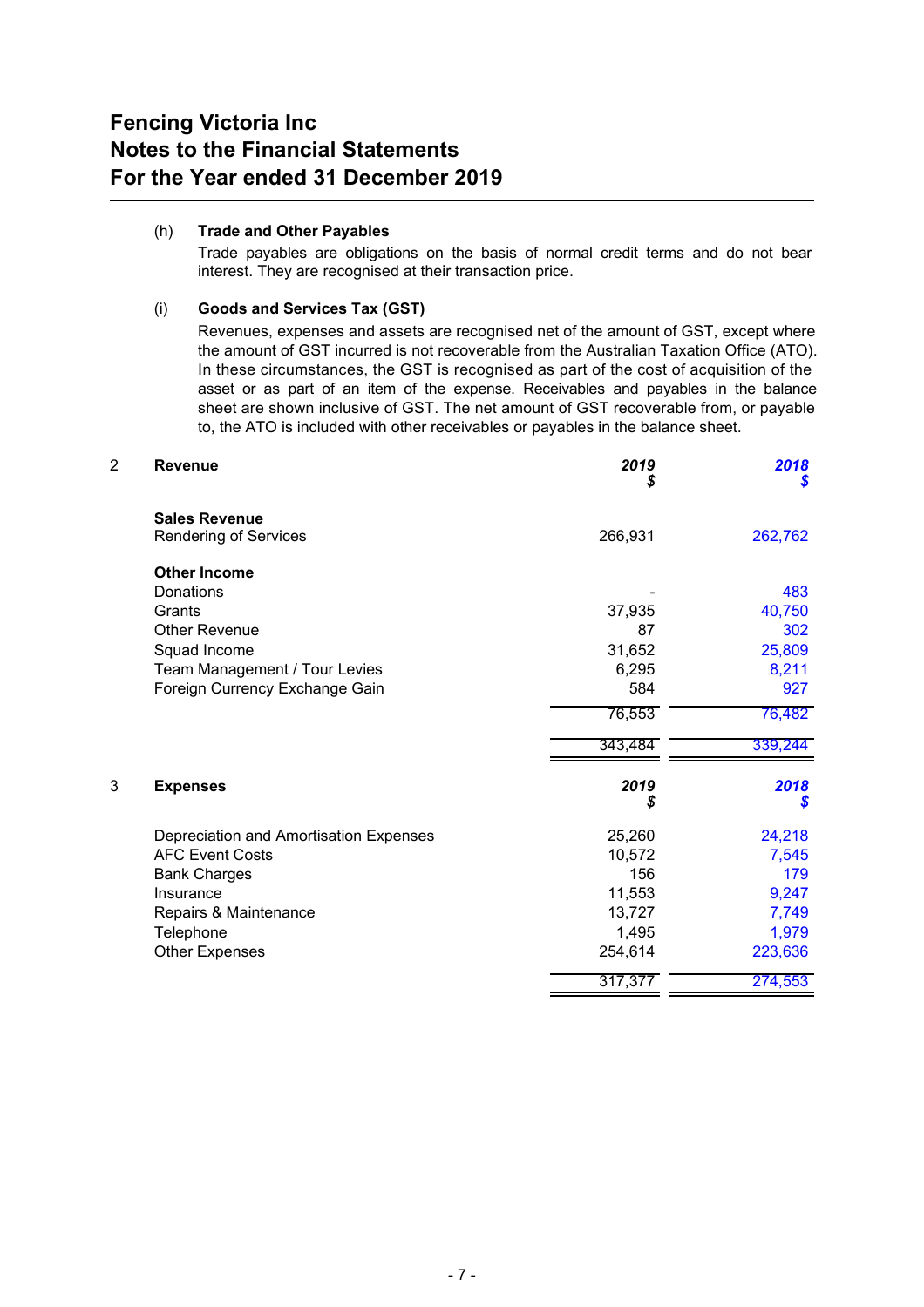# Fencing Victoria Inc
# Notes to the Financial Statements
# For the Year ended 31 December 2019

(h) **Trade and Other Payables**

Trade payables are obligations on the basis of normal credit terms and do not bear interest. They are recognised at their transaction price.

(i) **Goods and Services Tax (GST)**

Revenues, expenses and assets are recognised net of the amount of GST, except where the amount of GST incurred is not recoverable from the Australian Taxation Office (ATO). In these circumstances, the GST is recognised as part of the cost of acquisition of the asset or as part of an item of the expense. Receivables and payables in the balance sheet are shown inclusive of GST. The net amount of GST recoverable from, or payable to, the ATO is included with other receivables or payables in the balance sheet.

## 2 Revenue

| | ***2019 $*** | ***2018 $*** |
|---|---|---|
| **Sales Revenue** | | |
| Rendering of Services | 266,931 | 262,762 |
| **Other Income** | | |
| Donations | - | 483 |
| Grants | 37,935 | 40,750 |
| Other Revenue | 87 | 302 |
| Squad Income | 31,652 | 25,809 |
| Team Management / Tour Levies | 6,295 | 8,211 |
| Foreign Currency Exchange Gain | 584 | 927 |
| | 76,553 | 76,482 |
| | 343,484 | 339,244 |

## 3 Expenses

| | ***2019 $*** | ***2018 $*** |
|---|---|---|
| Depreciation and Amortisation Expenses | 25,260 | 24,218 |
| AFC Event Costs | 10,572 | 7,545 |
| Bank Charges | 156 | 179 |
| Insurance | 11,553 | 9,247 |
| Repairs & Maintenance | 13,727 | 7,749 |
| Telephone | 1,495 | 1,979 |
| Other Expenses | 254,614 | 223,636 |
| | 317,377 | 274,553 |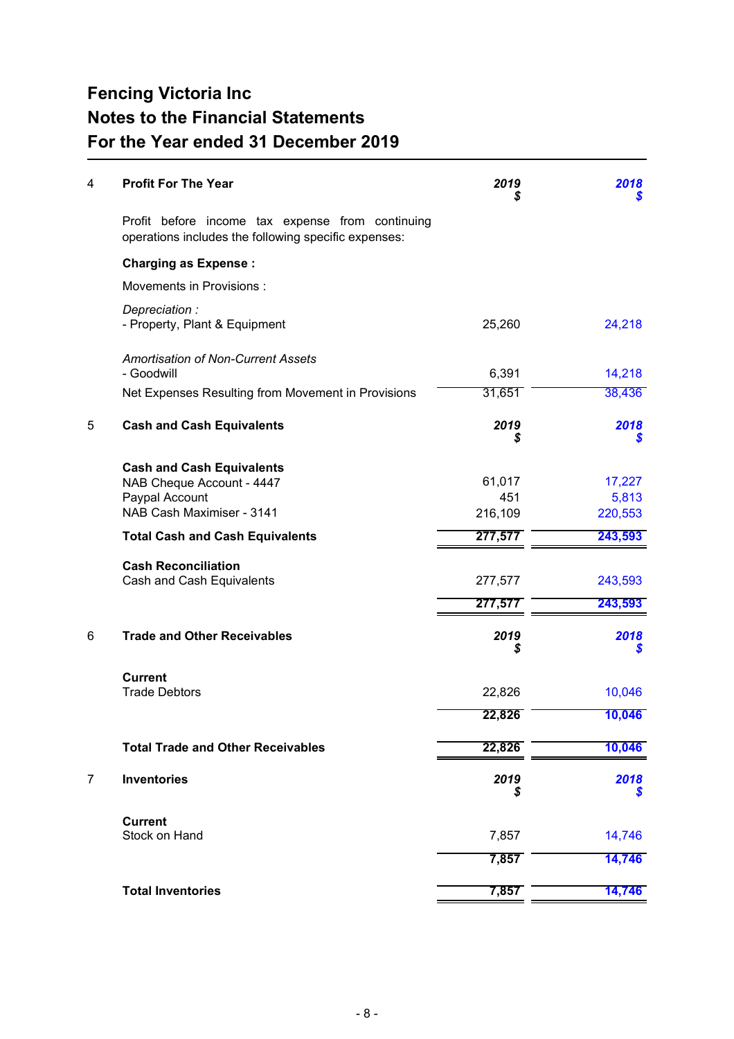# Fencing Victoria Inc
# Notes to the Financial Statements
# For the Year ended 31 December 2019

| 4 | **Profit For The Year** | ***2019 $*** | ***2018 $*** |
|---|---|---|---|
| | Profit before income tax expense from continuing operations includes the following specific expenses: | | |
| | **Charging as Expense :** | | |
| | Movements in Provisions : | | |
| | *Depreciation :* | | |
| | - Property, Plant & Equipment | 25,260 | 24,218 |
| | *Amortisation of Non-Current Assets* | | |
| | - Goodwill | 6,391 | 14,218 |
| | Net Expenses Resulting from Movement in Provisions | 31,651 | 38,436 |

| 5 | **Cash and Cash Equivalents** | ***2019 $*** | ***2018 $*** |
|---|---|---|---|
| | **Cash and Cash Equivalents** | | |
| | NAB Cheque Account - 4447 | 61,017 | 17,227 |
| | Paypal Account | 451 | 5,813 |
| | NAB Cash Maximiser - 3141 | 216,109 | 220,553 |
| | **Total Cash and Cash Equivalents** | **277,577** | **243,593** |
| | **Cash Reconciliation** | | |
| | Cash and Cash Equivalents | 277,577 | 243,593 |
| | | **277,577** | **243,593** |

| 6 | **Trade and Other Receivables** | ***2019 $*** | ***2018 $*** |
|---|---|---|---|
| | **Current** | | |
| | Trade Debtors | 22,826 | 10,046 |
| | | **22,826** | **10,046** |
| | **Total Trade and Other Receivables** | **22,826** | **10,046** |

| 7 | **Inventories** | ***2019 $*** | ***2018 $*** |
|---|---|---|---|
| | **Current** | | |
| | Stock on Hand | 7,857 | 14,746 |
| | | **7,857** | **14,746** |
| | **Total Inventories** | **7,857** | **14,746** |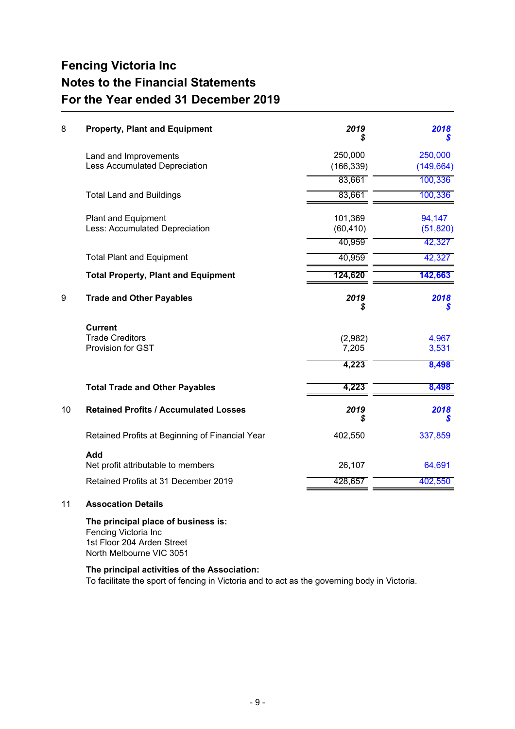# Fencing Victoria Inc
# Notes to the Financial Statements
# For the Year ended 31 December 2019

| 8 | **Property, Plant and Equipment** | ***2019 $*** | ***2018 $*** |
|---|---|---|---|
| | Land and Improvements | 250,000 | 250,000 |
| | Less Accumulated Depreciation | (166,339) | (149,664) |
| | | 83,661 | 100,336 |
| | Total Land and Buildings | 83,661 | 100,336 |
| | Plant and Equipment | 101,369 | 94,147 |
| | Less: Accumulated Depreciation | (60,410) | (51,820) |
| | | 40,959 | 42,327 |
| | Total Plant and Equipment | 40,959 | 42,327 |
| | **Total Property, Plant and Equipment** | **124,620** | **142,663** |

| 9 | **Trade and Other Payables** | ***2019 $*** | ***2018 $*** |
|---|---|---|---|
| | **Current** | | |
| | Trade Creditors | (2,982) | 4,967 |
| | Provision for GST | 7,205 | 3,531 |
| | | **4,223** | **8,498** |
| | **Total Trade and Other Payables** | **4,223** | **8,498** |

| 10 | **Retained Profits / Accumulated Losses** | ***2019 $*** | ***2018 $*** |
|---|---|---|---|
| | Retained Profits at Beginning of Financial Year | 402,550 | 337,859 |
| | **Add** | | |
| | Net profit attributable to members | 26,107 | 64,691 |
| | Retained Profits at 31 December 2019 | 428,657 | 402,550 |

## 11 Assocation Details

**The principal place of business is:**
Fencing Victoria Inc
1st Floor 204 Arden Street
North Melbourne VIC 3051

**The principal activities of the Association:**
To facilitate the sport of fencing in Victoria and to act as the governing body in Victoria.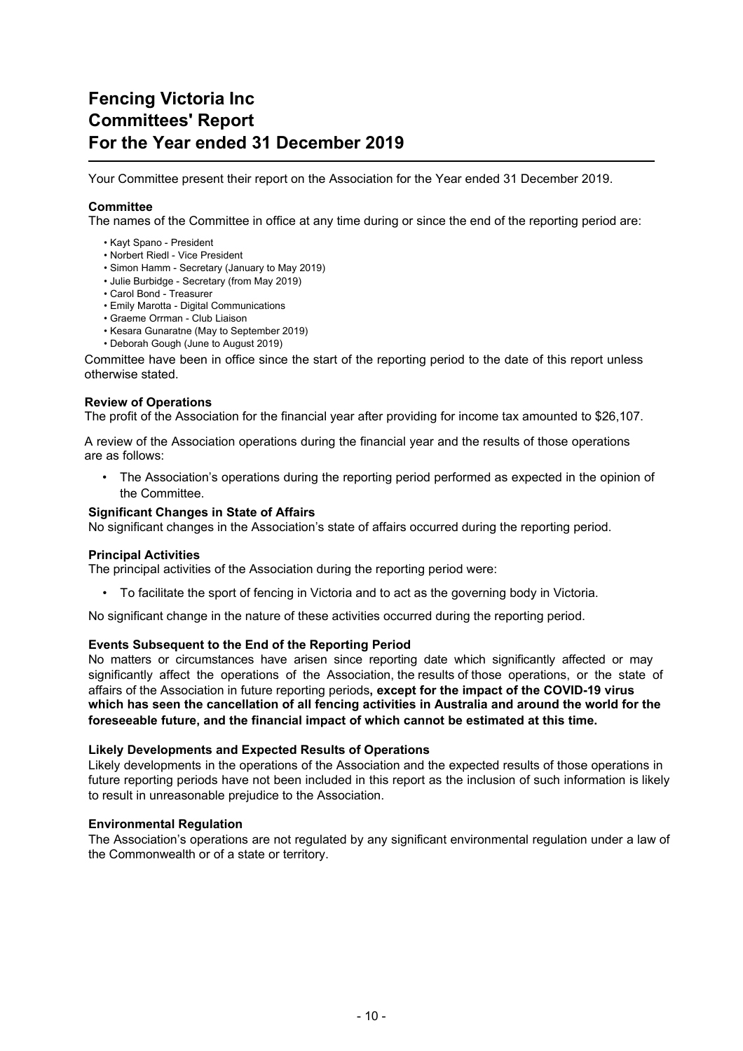# Fencing Victoria Inc
# Committees' Report
# For the Year ended 31 December 2019

Your Committee present their report on the Association for the Year ended 31 December 2019.

### Committee

The names of the Committee in office at any time during or since the end of the reporting period are:

- Kayt Spano - President
- Norbert Riedl - Vice President
- Simon Hamm - Secretary (January to May 2019)
- Julie Burbidge - Secretary (from May 2019)
- Carol Bond - Treasurer
- Emily Marotta - Digital Communications
- Graeme Orrman - Club Liaison
- Kesara Gunaratne (May to September 2019)
- Deborah Gough (June to August 2019)

Committee have been in office since the start of the reporting period to the date of this report unless otherwise stated.

### Review of Operations

The profit of the Association for the financial year after providing for income tax amounted to $26,107.

A review of the Association operations during the financial year and the results of those operations are as follows:

- The Association's operations during the reporting period performed as expected in the opinion of the Committee.

### Significant Changes in State of Affairs

No significant changes in the Association's state of affairs occurred during the reporting period.

### Principal Activities

The principal activities of the Association during the reporting period were:

- To facilitate the sport of fencing in Victoria and to act as the governing body in Victoria.

No significant change in the nature of these activities occurred during the reporting period.

### Events Subsequent to the End of the Reporting Period

No matters or circumstances have arisen since reporting date which significantly affected or may significantly affect the operations of the Association, the results of those operations, or the state of affairs of the Association in future reporting periods**, except for the impact of the COVID-19 virus which has seen the cancellation of all fencing activities in Australia and around the world for the foreseeable future, and the financial impact of which cannot be estimated at this time.**

### Likely Developments and Expected Results of Operations

Likely developments in the operations of the Association and the expected results of those operations in future reporting periods have not been included in this report as the inclusion of such information is likely to result in unreasonable prejudice to the Association.

### Environmental Regulation

The Association's operations are not regulated by any significant environmental regulation under a law of the Commonwealth or of a state or territory.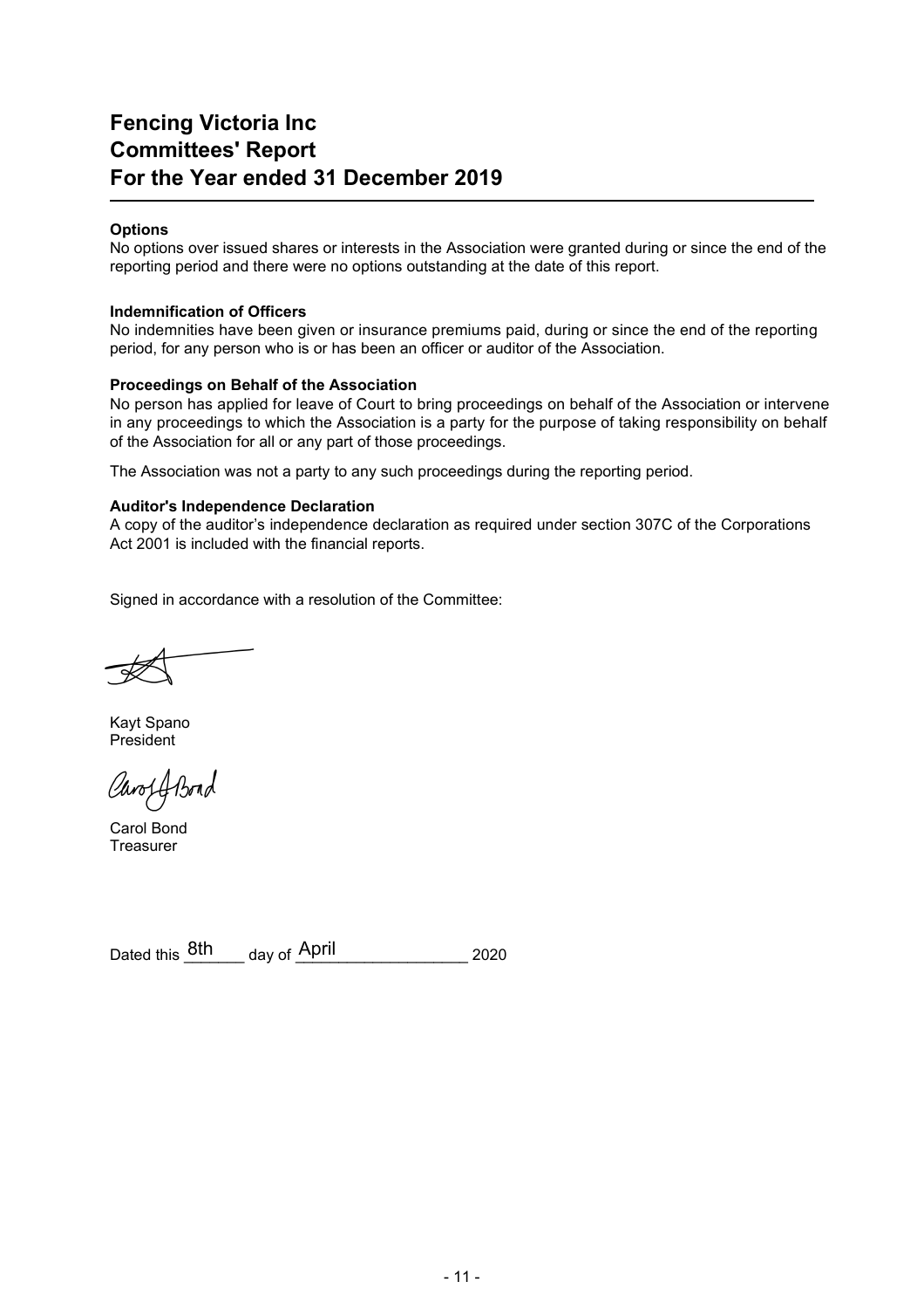# Fencing Victoria Inc
# Committees' Report
# For the Year ended 31 December 2019

**Options**

No options over issued shares or interests in the Association were granted during or since the end of the reporting period and there were no options outstanding at the date of this report.

**Indemnification of Officers**

No indemnities have been given or insurance premiums paid, during or since the end of the reporting period, for any person who is or has been an officer or auditor of the Association.

**Proceedings on Behalf of the Association**

No person has applied for leave of Court to bring proceedings on behalf of the Association or intervene in any proceedings to which the Association is a party for the purpose of taking responsibility on behalf of the Association for all or any part of those proceedings.

The Association was not a party to any such proceedings during the reporting period.

**Auditor's Independence Declaration**

A copy of the auditor's independence declaration as required under section 307C of the Corporations Act 2001 is included with the financial reports.

Signed in accordance with a resolution of the Committee:

Kayt Spano
President

Carol Bond
Treasurer

Dated this 8th day of April 2020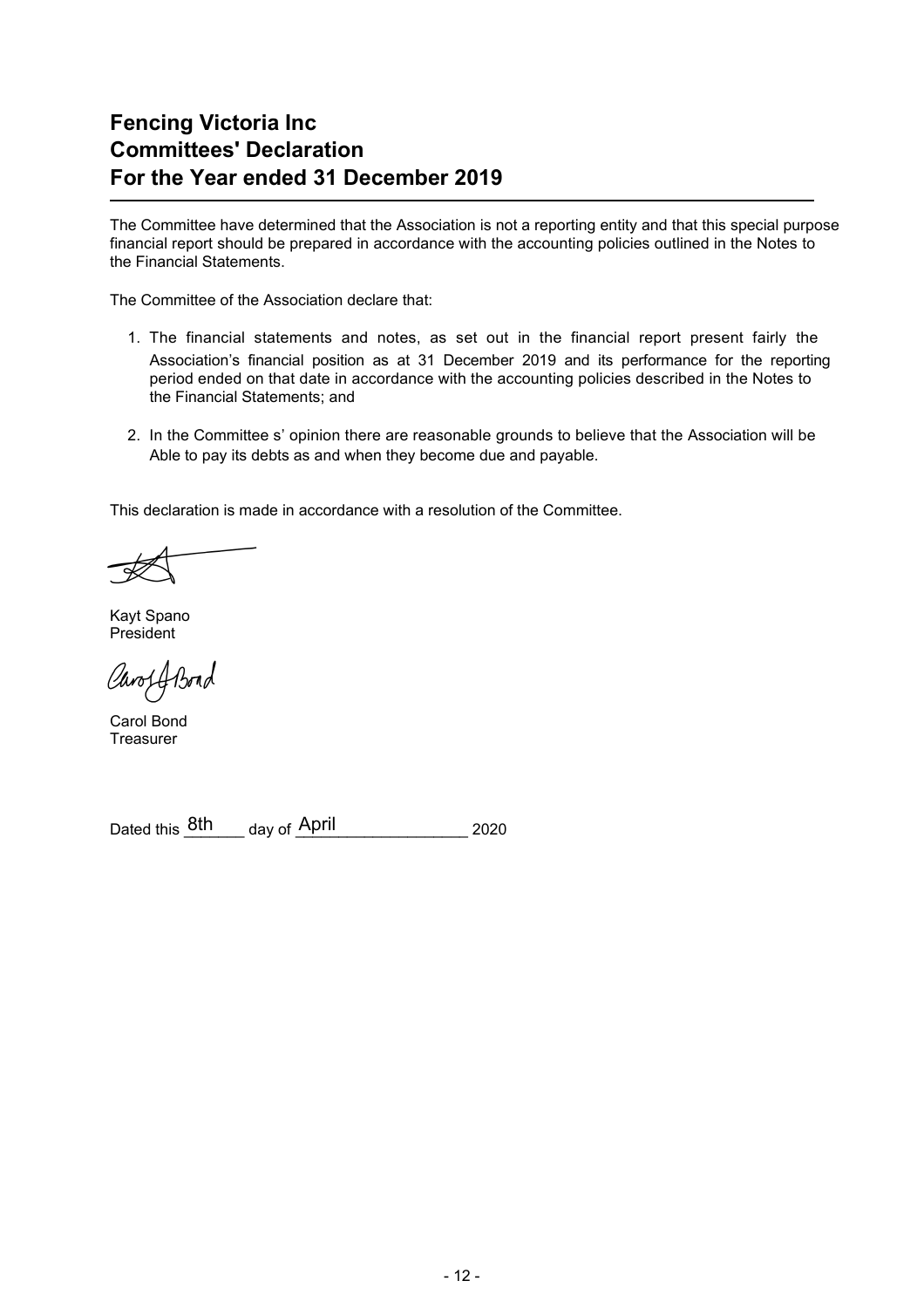# Fencing Victoria Inc
# Committees' Declaration
# For the Year ended 31 December 2019

The Committee have determined that the Association is not a reporting entity and that this special purpose financial report should be prepared in accordance with the accounting policies outlined in the Notes to the Financial Statements.

The Committee of the Association declare that:

1. The financial statements and notes, as set out in the financial report present fairly the Association's financial position as at 31 December 2019 and its performance for the reporting period ended on that date in accordance with the accounting policies described in the Notes to the Financial Statements; and

2. In the Committee s' opinion there are reasonable grounds to believe that the Association will be Able to pay its debts as and when they become due and payable.

This declaration is made in accordance with a resolution of the Committee.

Kayt Spano
President

Carol Bond
Treasurer

Dated this 8th day of April 2020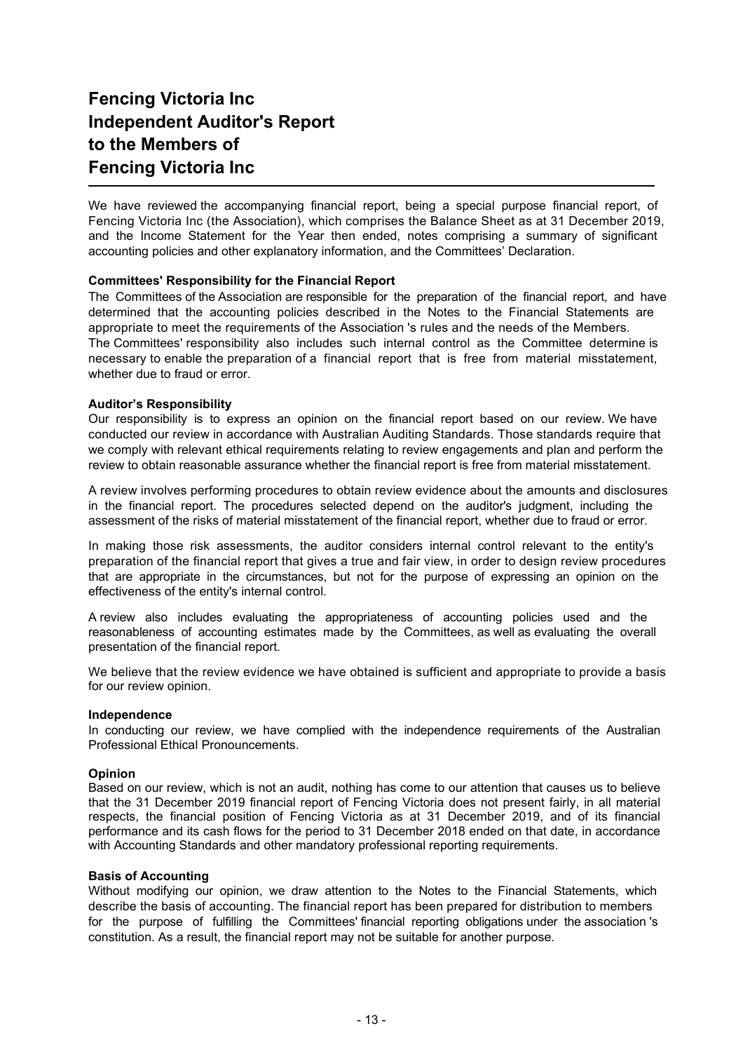# Fencing Victoria Inc
# Independent Auditor's Report
# to the Members of
# Fencing Victoria Inc

We have reviewed the accompanying financial report, being a special purpose financial report, of Fencing Victoria Inc (the Association), which comprises the Balance Sheet as at 31 December 2019, and the Income Statement for the Year then ended, notes comprising a summary of significant accounting policies and other explanatory information, and the Committees' Declaration.

**Committees' Responsibility for the Financial Report**

The Committees of the Association are responsible for the preparation of the financial report, and have determined that the accounting policies described in the Notes to the Financial Statements are appropriate to meet the requirements of the Association 's rules and the needs of the Members. The Committees' responsibility also includes such internal control as the Committee determine is necessary to enable the preparation of a financial report that is free from material misstatement, whether due to fraud or error.

**Auditor's Responsibility**

Our responsibility is to express an opinion on the financial report based on our review. We have conducted our review in accordance with Australian Auditing Standards. Those standards require that we comply with relevant ethical requirements relating to review engagements and plan and perform the review to obtain reasonable assurance whether the financial report is free from material misstatement.

A review involves performing procedures to obtain review evidence about the amounts and disclosures in the financial report. The procedures selected depend on the auditor's judgment, including the assessment of the risks of material misstatement of the financial report, whether due to fraud or error.

In making those risk assessments, the auditor considers internal control relevant to the entity's preparation of the financial report that gives a true and fair view, in order to design review procedures that are appropriate in the circumstances, but not for the purpose of expressing an opinion on the effectiveness of the entity's internal control.

A review also includes evaluating the appropriateness of accounting policies used and the reasonableness of accounting estimates made by the Committees, as well as evaluating the overall presentation of the financial report.

We believe that the review evidence we have obtained is sufficient and appropriate to provide a basis for our review opinion.

**Independence**

In conducting our review, we have complied with the independence requirements of the Australian Professional Ethical Pronouncements.

**Opinion**

Based on our review, which is not an audit, nothing has come to our attention that causes us to believe that the 31 December 2019 financial report of Fencing Victoria does not present fairly, in all material respects, the financial position of Fencing Victoria as at 31 December 2019, and of its financial performance and its cash flows for the period to 31 December 2018 ended on that date, in accordance with Accounting Standards and other mandatory professional reporting requirements.

**Basis of Accounting**

Without modifying our opinion, we draw attention to the Notes to the Financial Statements, which describe the basis of accounting. The financial report has been prepared for distribution to members for the purpose of fulfilling the Committees' financial reporting obligations under the association 's constitution. As a result, the financial report may not be suitable for another purpose.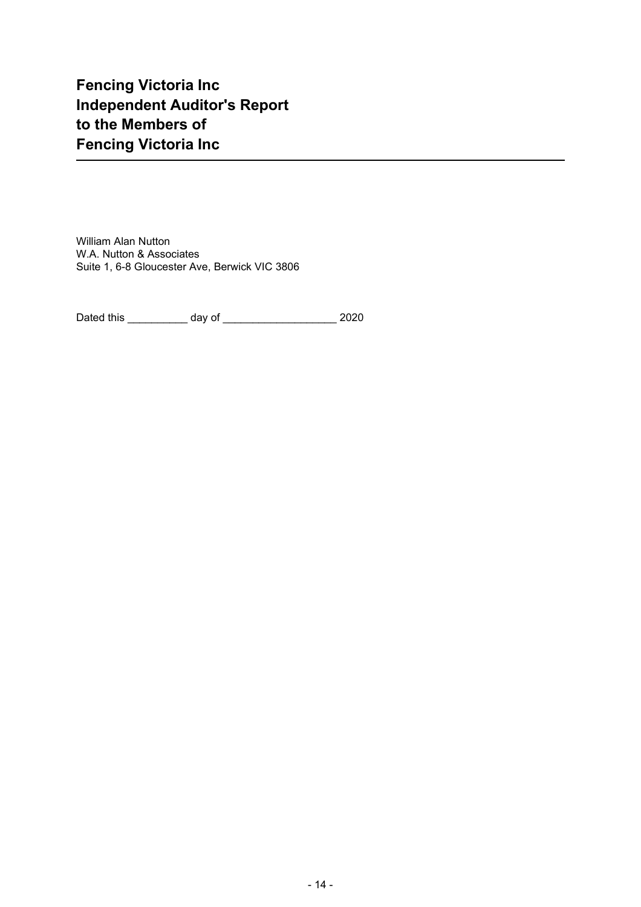# Fencing Victoria Inc
# Independent Auditor's Report
# to the Members of
# Fencing Victoria Inc

William Alan Nutton
W.A. Nutton & Associates
Suite 1, 6-8 Gloucester Ave, Berwick VIC 3806

Dated this __________ day of ___________________ 2020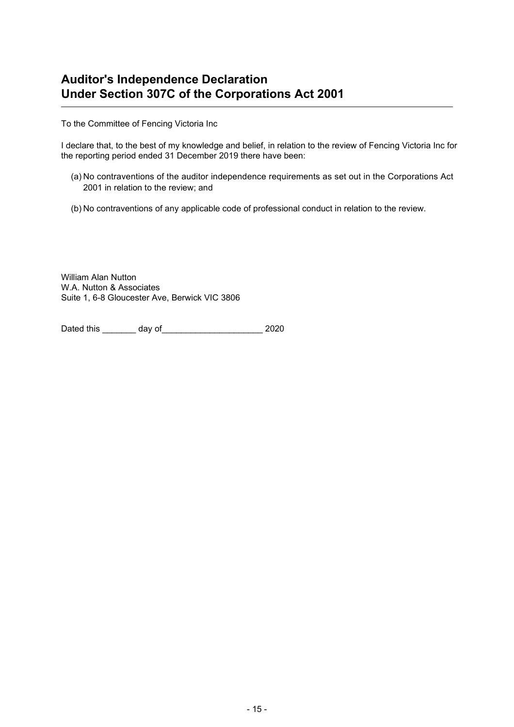# Auditor's Independence Declaration
# Under Section 307C of the Corporations Act 2001

---

To the Committee of Fencing Victoria Inc

I declare that, to the best of my knowledge and belief, in relation to the review of Fencing Victoria Inc for the reporting period ended 31 December 2019 there have been:

(a) No contraventions of the auditor independence requirements as set out in the Corporations Act 2001 in relation to the review; and

(b) No contraventions of any applicable code of professional conduct in relation to the review.

William Alan Nutton
W.A. Nutton & Associates
Suite 1, 6-8 Gloucester Ave, Berwick VIC 3806

Dated this _______ day of_____________________ 2020